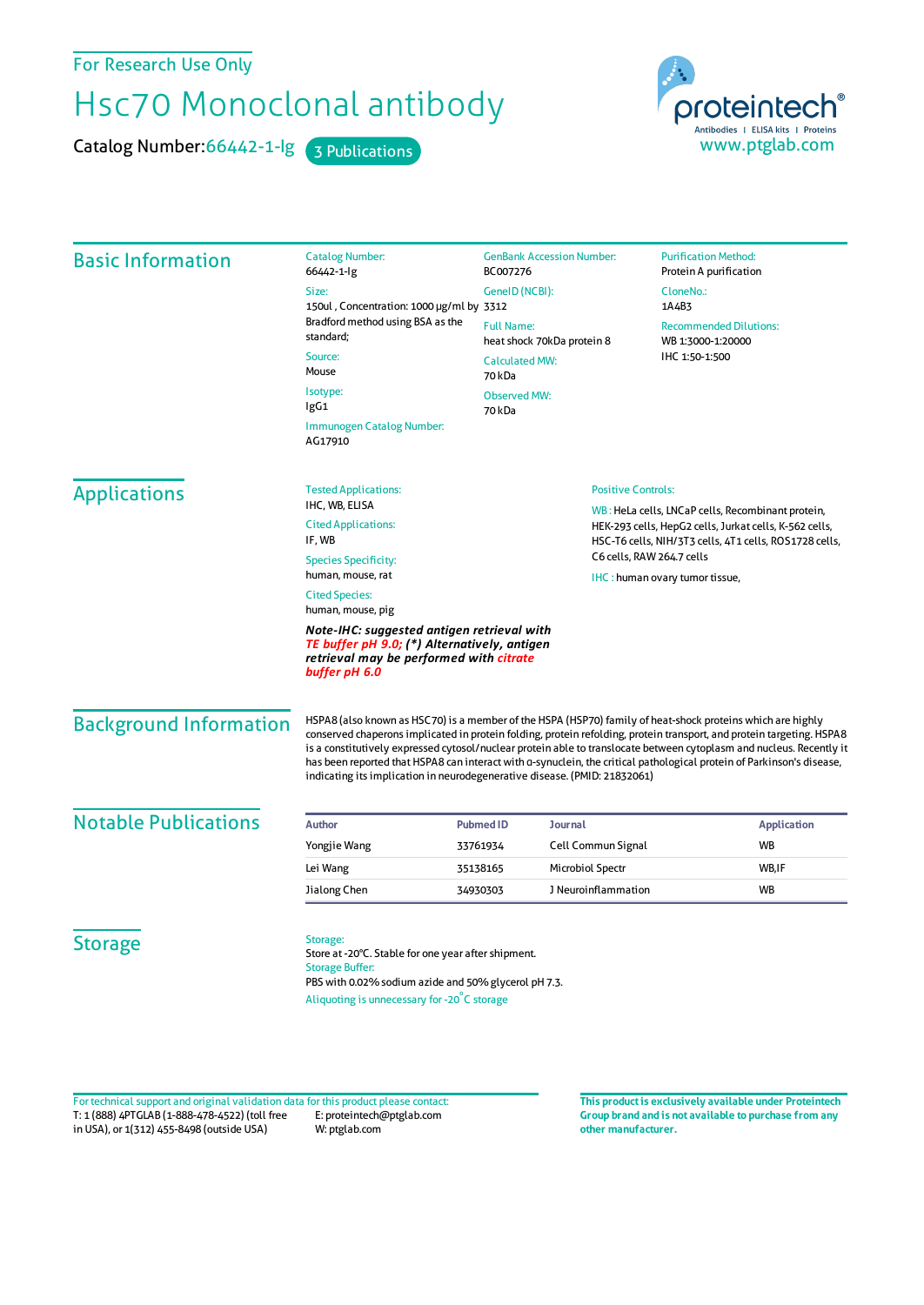For Research Use Only

# Hsc70 Monoclonal antibody

Catalog Number: 66442-1-Ig  3 Publications

proteintech®
Antibodies | ELISA kits | Proteins
www.ptglab.com

## Basic Information

Catalog Number:
66442-1-Ig

Size:
150ul , Concentration: 1000 μg/ml by Bradford method using BSA as the standard;

Source:
Mouse

Isotype:
IgG1

Immunogen Catalog Number:
AG17910

GenBank Accession Number:
BC007276

GeneID (NCBI):
3312

Full Name:
heat shock 70kDa protein 8

Calculated MW:
70 kDa

Observed MW:
70 kDa

Purification Method:
Protein A purification

CloneNo.:
1A4B3

Recommended Dilutions:
WB 1:3000-1:20000
IHC 1:50-1:500

## Applications

Tested Applications:
IHC, WB, ELISA

Cited Applications:
IF, WB

Species Specificity:
human, mouse, rat

Cited Species:
human, mouse, pig

***Note-IHC: suggested antigen retrieval with TE buffer pH 9.0; (\*) Alternatively, antigen retrieval may be performed with citrate buffer pH 6.0***

Positive Controls:

WB : HeLa cells, LNCaP cells, Recombinant protein, HEK-293 cells, HepG2 cells, Jurkat cells, K-562 cells, HSC-T6 cells, NIH/3T3 cells, 4T1 cells, ROS1728 cells, C6 cells, RAW 264.7 cells

IHC : human ovary tumor tissue,

## Background Information

HSPA8 (also known as HSC70) is a member of the HSPA (HSP70) family of heat-shock proteins which are highly conserved chaperons implicated in protein folding, protein refolding, protein transport, and protein targeting. HSPA8 is a constitutively expressed cytosol/nuclear protein able to translocate between cytoplasm and nucleus. Recently it has been reported that HSPA8 can interact with α-synuclein, the critical pathological protein of Parkinson's disease, indicating its implication in neurodegenerative disease. (PMID: 21832061)

## Notable Publications

| Author | Pubmed ID | Journal | Application |
|---|---|---|---|
| Yongjie Wang | 33761934 | Cell Commun Signal | WB |
| Lei Wang | 35138165 | Microbiol Spectr | WB,IF |
| Jialong Chen | 34930303 | J Neuroinflammation | WB |

## Storage

Storage:
Store at -20°C. Stable for one year after shipment.

Storage Buffer:
PBS with 0.02% sodium azide and 50% glycerol pH 7.3.

Aliquoting is unnecessary for -20°C storage

For technical support and original validation data for this product please contact:
T: 1 (888) 4PTGLAB (1-888-478-4522) (toll free in USA), or 1(312) 455-8498 (outside USA)
E: proteintech@ptglab.com
W: ptglab.com

**This product is exclusively available under Proteintech Group brand and is not available to purchase from any other manufacturer.**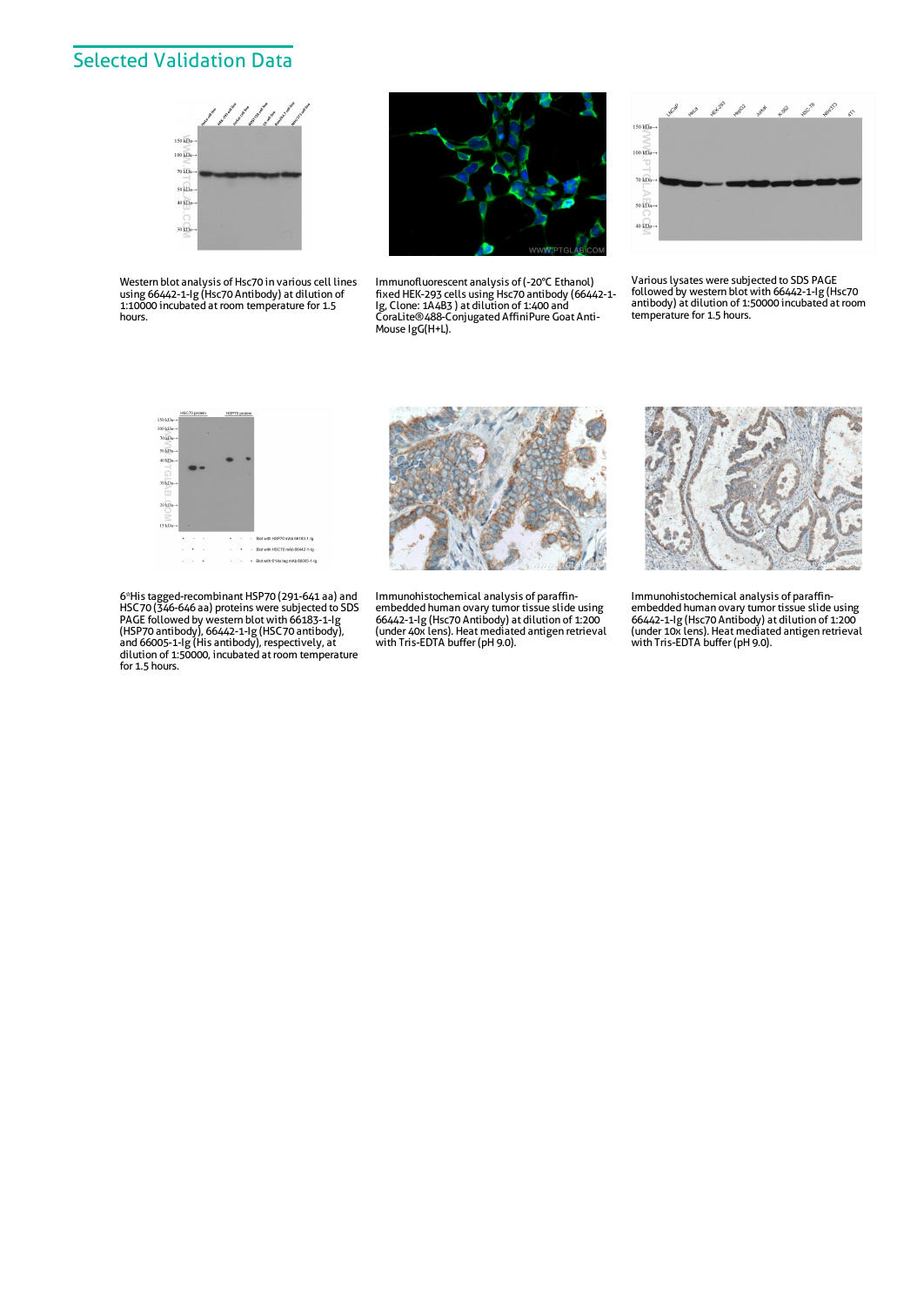## Selected Validation Data

Western blot analysis of Hsc70 in various cell lines using 66442-1-Ig (Hsc70 Antibody) at dilution of 1:10000 incubated at room temperature for 1.5 hours.

Immunofluorescent analysis of (-20°C Ethanol) fixed HEK-293 cells using Hsc70 antibody (66442-1-Ig, Clone: 1A4B3 ) at dilution of 1:400 and CoraLite®488-Conjugated AffiniPure Goat Anti-Mouse IgG(H+L).

Various lysates were subjected to SDS PAGE followed by western blot with 66442-1-Ig (Hsc70 antibody) at dilution of 1:50000 incubated at room temperature for 1.5 hours.

6*His tagged-recombinant HSP70 (291-641 aa) and HSC70 (346-646 aa) proteins were subjected to SDS PAGE followed by western blot with 66183-1-Ig (HSP70 antibody), 66442-1-Ig (HSC70 antibody), and 66005-1-Ig (His antibody), respectively, at dilution of 1:50000, incubated at room temperature for 1.5 hours.

Immunohistochemical analysis of paraffin-embedded human ovary tumor tissue slide using 66442-1-Ig (Hsc70 Antibody) at dilution of 1:200 (under 40x lens). Heat mediated antigen retrieval with Tris-EDTA buffer (pH 9.0).

Immunohistochemical analysis of paraffin-embedded human ovary tumor tissue slide using 66442-1-Ig (Hsc70 Antibody) at dilution of 1:200 (under 10x lens). Heat mediated antigen retrieval with Tris-EDTA buffer (pH 9.0).